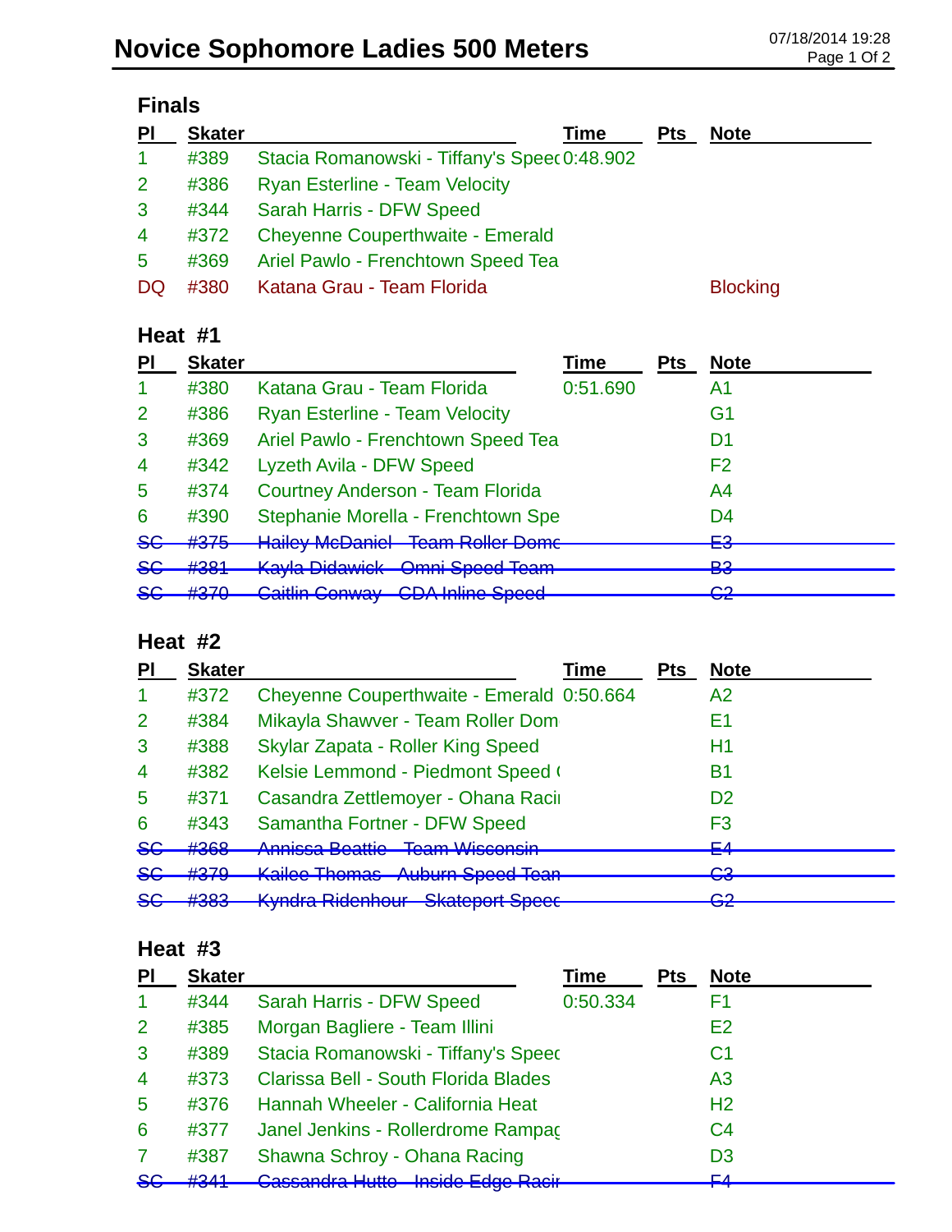# Novice Sophomore Ladies 500 Meters

07/18/2014 19:28

## Finals

| Pl | Skater | | Time | Pts | Note |
|---|---|---|---|---|---|
| 1 | #389 | Stacia Romanowski - Tiffany's Speed | 0:48.902 | | |
| 2 | #386 | Ryan Esterline - Team Velocity | | | |
| 3 | #344 | Sarah Harris - DFW Speed | | | |
| 4 | #372 | Cheyenne Couperthwaite - Emerald | | | |
| 5 | #369 | Ariel Pawlo - Frenchtown Speed Tea | | | |
| DQ | #380 | Katana Grau - Team Florida | | | Blocking |

## Heat #1

| Pl | Skater | | Time | Pts | Note |
|---|---|---|---|---|---|
| 1 | #380 | Katana Grau - Team Florida | 0:51.690 | | A1 |
| 2 | #386 | Ryan Esterline - Team Velocity | | | G1 |
| 3 | #369 | Ariel Pawlo - Frenchtown Speed Tea | | | D1 |
| 4 | #342 | Lyzeth Avila - DFW Speed | | | F2 |
| 5 | #374 | Courtney Anderson - Team Florida | | | A4 |
| 6 | #390 | Stephanie Morella - Frenchtown Spe | | | D4 |
| ~~SC~~ | ~~#375~~ | ~~Hailey McDaniel - Team Roller Dome~~ | | | ~~E3~~ |
| ~~SC~~ | ~~#381~~ | ~~Kayla Didawick - Omni Speed Team~~ | | | ~~B3~~ |
| ~~SC~~ | ~~#370~~ | ~~Caitlin Conway - CDA Inline Speed~~ | | | ~~C2~~ |

## Heat #2

| Pl | Skater | | Time | Pts | Note |
|---|---|---|---|---|---|
| 1 | #372 | Cheyenne Couperthwaite - Emerald | 0:50.664 | | A2 |
| 2 | #384 | Mikayla Shawver - Team Roller Dom | | | E1 |
| 3 | #388 | Skylar Zapata - Roller King Speed | | | H1 |
| 4 | #382 | Kelsie Lemmond - Piedmont Speed ( | | | B1 |
| 5 | #371 | Casandra Zettlemoyer - Ohana Racii | | | D2 |
| 6 | #343 | Samantha Fortner - DFW Speed | | | F3 |
| ~~SC~~ | ~~#368~~ | ~~Annissa Beattie - Team Wisconsin~~ | | | ~~E4~~ |
| ~~SC~~ | ~~#379~~ | ~~Kailee Thomas - Auburn Speed Team~~ | | | ~~C3~~ |
| ~~SC~~ | ~~#383~~ | ~~Kyndra Ridenhour - Skateport Speed~~ | | | ~~G2~~ |

## Heat #3

| Pl | Skater | | Time | Pts | Note |
|---|---|---|---|---|---|
| 1 | #344 | Sarah Harris - DFW Speed | 0:50.334 | | F1 |
| 2 | #385 | Morgan Bagliere - Team Illini | | | E2 |
| 3 | #389 | Stacia Romanowski - Tiffany's Speed | | | C1 |
| 4 | #373 | Clarissa Bell - South Florida Blades | | | A3 |
| 5 | #376 | Hannah Wheeler - California Heat | | | H2 |
| 6 | #377 | Janel Jenkins - Rollerdrome Rampag | | | C4 |
| 7 | #387 | Shawna Schroy - Ohana Racing | | | D3 |
| ~~SC~~ | ~~#341~~ | ~~Cassandra Hutto - Inside Edge Racir~~ | | | ~~F4~~ |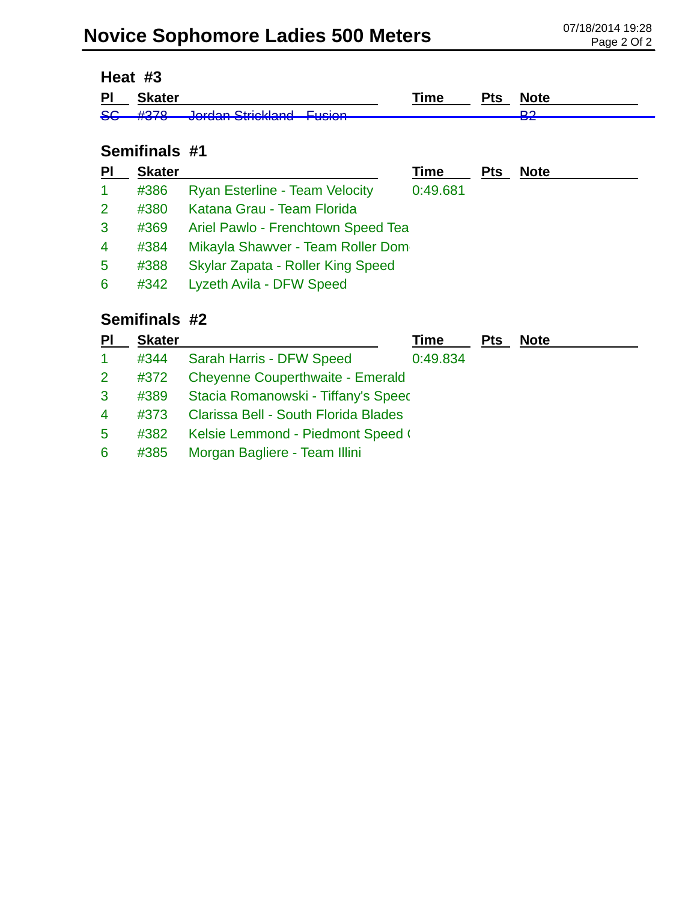# Novice Sophomore Ladies 500 Meters

07/18/2014 19:28

## Heat #3

| Pl | Skater | | Time | Pts | Note |
|---|---|---|---|---|---|
| ~~SC~~ | ~~#378~~ | ~~Jordan Strickland - Fusion~~ | | | ~~B2~~ |

## Semifinals #1

| Pl | Skater | | Time | Pts | Note |
|---|---|---|---|---|---|
| 1 | #386 | Ryan Esterline - Team Velocity | 0:49.681 | | |
| 2 | #380 | Katana Grau - Team Florida | | | |
| 3 | #369 | Ariel Pawlo - Frenchtown Speed Tea | | | |
| 4 | #384 | Mikayla Shawver - Team Roller Dom | | | |
| 5 | #388 | Skylar Zapata - Roller King Speed | | | |
| 6 | #342 | Lyzeth Avila - DFW Speed | | | |

## Semifinals #2

| Pl | Skater | | Time | Pts | Note |
|---|---|---|---|---|---|
| 1 | #344 | Sarah Harris - DFW Speed | 0:49.834 | | |
| 2 | #372 | Cheyenne Couperthwaite - Emerald | | | |
| 3 | #389 | Stacia Romanowski - Tiffany's Speed | | | |
| 4 | #373 | Clarissa Bell - South Florida Blades | | | |
| 5 | #382 | Kelsie Lemmond - Piedmont Speed ( | | | |
| 6 | #385 | Morgan Bagliere - Team Illini | | | |